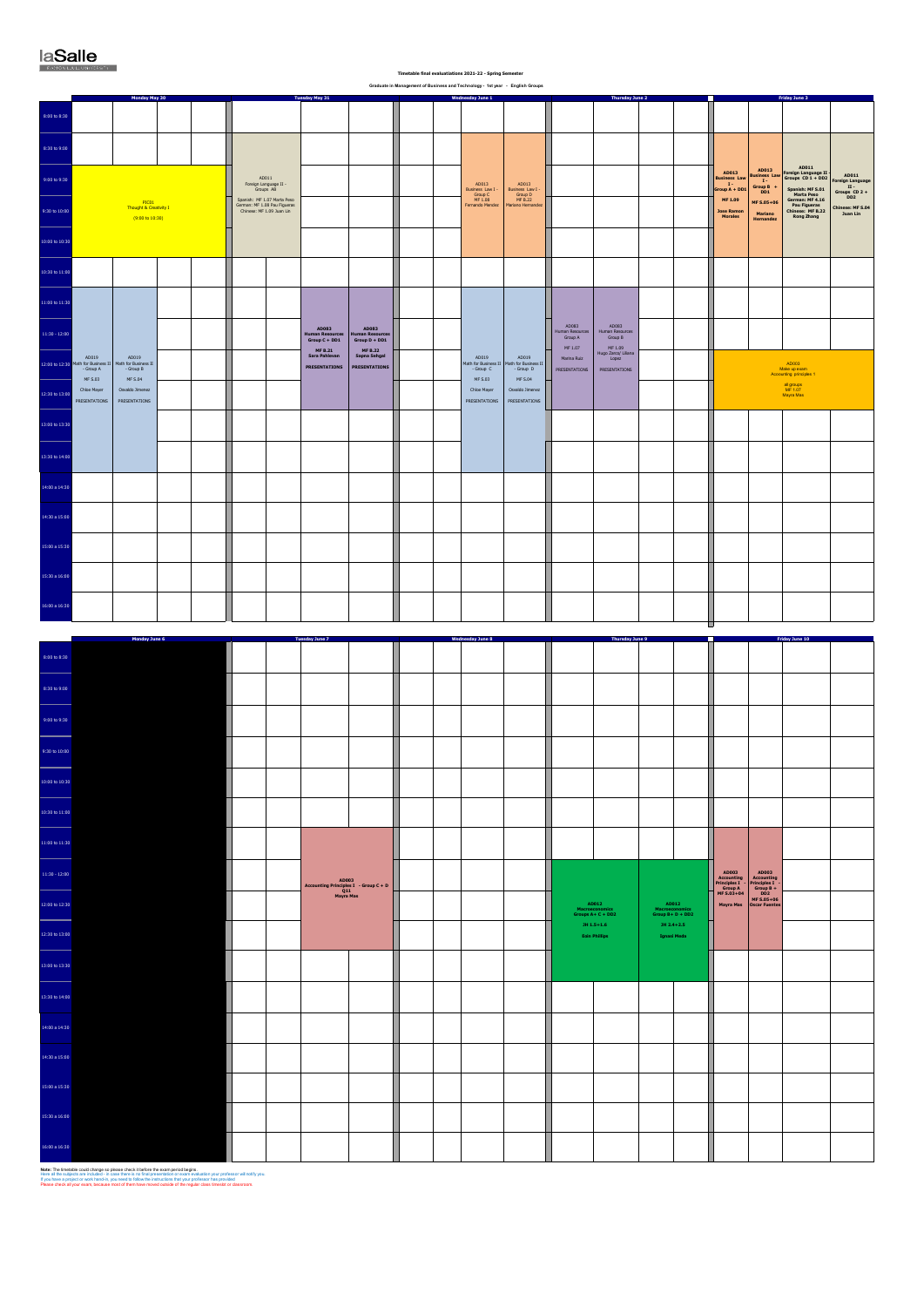laSalle

**Timetable final evaluatiations 2021-22 - Spring Semester**

**Graduate in Management of Business and Technology - 1st year - English Groups**

## Monday May 30 – Friday June 3

| Time | Monday May 30 | Tuesday May 31 | Wednesday June 1 | Thursday June 2 | Friday June 3 |
|---|---|---|---|---|---|
| 9:00 to 10:30 | PIC01 Thought & Creativity I (9:00 to 10:30) | AD011 Foreign Language II - Groups All. Spanish: MF 1.07 Marta Peso; German: MF 1.08 Pau Figueras; Chinese: MF 1.09 Juan Lin (8:30 to 10:30) | AD013 Business Law I - Group C, MF 1.08, Fernando Mendez / AD013 Business Law I - Group D, MF 8.22, Mariano Hernandez (8:30 to 10:30) | | AD013 Business Law I - Group A + DD1, MF 1.09, Jose Ramon Morales / AD013 Business Law I - Group B + DD1, MF 5.05+06, Mariano Hernandez / AD011 Foreign Language II - Groups CD 1 + DD2, Spanish: MF 5.01 Marta Peso, German: MF 4.16 Pau Figueras, Chinese: MF 8.22 Rong Zhong / AD011 Foreign Language II - Groups CD 2 + DD2, Chinese: MF 5.04 Juan Lin (8:30 to 10:30) |
| 11:00 to 14:00 | AD019 Math for Business II - Group A, MF 5.03, Chloe Mayer, PRESENTATIONS / AD019 Math for Business II - Group B, MF 5.04, Oswaldo Jimenez, PRESENTATIONS (11:00 to 14:00) | AD083 Human Resources Group C + DD1, MF 8.21, Sara Pahlevan, PRESENTATIONS / AD083 Human Resources Group D + DD1, MF 8.22, Sapna Sehgal, PRESENTATIONS (11:00 to 13:00) | AD019 Math for Business II - Group C, MF 5.03, Chloe Mayer, PRESENTATIONS / AD019 Math for Business II - Group D, MF 5.04, Oswaldo Jimenez, PRESENTATIONS (11:00 to 14:00) | AD083 Human Resources Group A, MF 1.07, Marina Ruiz, PRESENTATIONS / AD083 Human Resources Group B, MF 1.09, Hugo Zarco/ Lillena Lopez, PRESENTATIONS (11:00 to 13:00) | AD003 Make up exam Accounting principles I, all groups, MF 1.07, Mayra Mas (12:00 to 13:00) |

## Monday June 6 – Friday June 10

| Time | Monday June 6 | Tuesday June 7 | Wednesday June 8 | Thursday June 9 | Friday June 10 |
|---|---|---|---|---|---|
| 11:00 to 13:00 | | AD003 Accounting Principles I - Group C + D, Q11, Mayra Mas | | AD012 Macroeconomics Groups A+ C + DD2, JH 1.5+1.6, Eoin Phillips / AD012 Macroeconomics Group B+ D + DD3, JH 2.4+2.5, Ignasi Meda (11:30 to 13:30) | AD003 Accounting Principles I - Group A, MF 5.03+04, Mayra Mas / AD003 Accounting Principles I - Group B + DD2, MF 5.05+06, Oscar Fuentes (11:30 to 13:00) |

**Note:** The timetable could change so please check it before the exam period begins.
Here all the subjects are included - in case there is no final presentation or exam evaluation your professor will notify you
If you have a project or work hand-in, you need to follow the instructions that your professor has provided
Please check all your exams because most of them have moved outside of the regular class timeslot or classroom.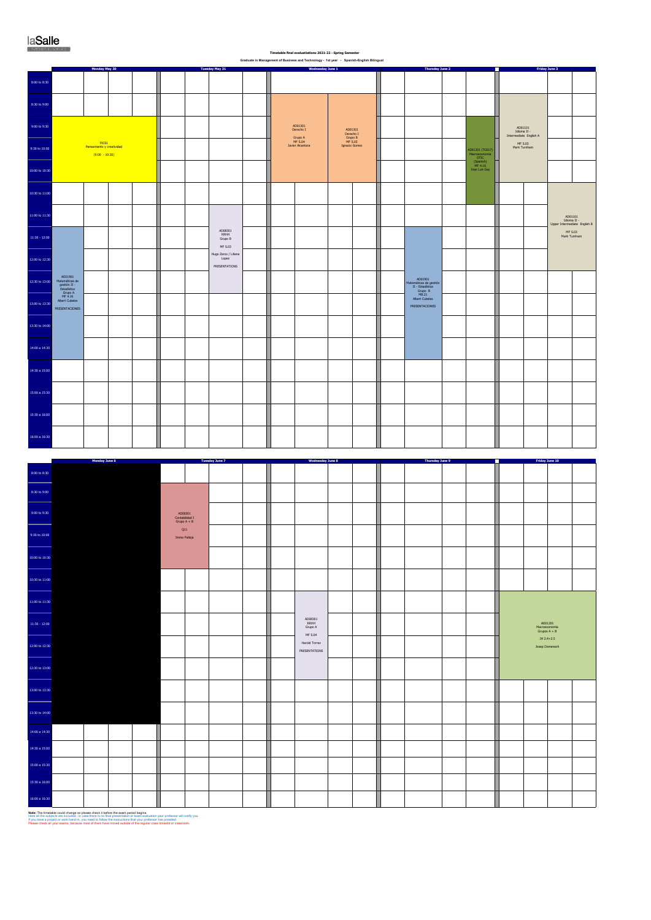laSalle

**Timetable final evaluatiations 2021-22 - Spring Semester**

**Graduate in Management of Business and Technology - 1st year - Spanish-English Bilingual**

| | Monday May 30 | Tuesday May 31 | Wednesday June 1 | Thursday June 2 | Friday June 3 |
|---|---|---|---|---|---|
| 8:00 to 8:30 | | | | | |
| 8:30 to 9:00 | | | AD01301 Derecho I Grupo A MF S.04 Javier Alcantara / AD01301 Derecho I Grupo B MF S.03 Ignacio Gomez | | AD01101 Idioma II - Intermediate English A MF S.02 Mark Turnham |
| 9:00 to 9:30 | PIC01 Pensamiento y creatividad (9:00 - 10:30) | | | AD01201 (TG017) Macroeconomía OTIC (Spanish) MF 4.16 Jose Luis Gay | |
| 9:30 to 10:00 | | | | | |
| 10:00 to 10:30 | | | | | |
| 10:30 to 11:00 | | | | | AD01101 Idioma II - Upper Intermediate English B MF S.03 Mark Turnham |
| 11:00 to 11:30 | | AD00301 RRHH Grupo B MF S.03 Hugo Zarco / Liliana Lopez PRESENTATIONS | | | |
| 11:30 - 12:00 | AD01901 Matemáticas de gestión II - Estadística Grupo A MF 4.16 Albert Cubeles PRESENTACIONES | | | AD01901 Matemáticas de gestión II - Estadística Grupo B MB.21 Albert Cubeles PRESENTACIONES | |
| 12:00 to 12:30 | | | | | |
| 12:30 to 13:00 | | | | | |
| 13:00 to 13:30 | | | | | |
| 13:30 to 14:00 | | | | | |
| 14:00 a 14:30 | | | | | |
| 14:30 a 15:00 | | | | | |
| 15:00 a 15:30 | | | | | |
| 15:30 a 16:00 | | | | | |
| 16:00 a 16:30 | | | | | |

| | Monday June 6 | Tuesday June 7 | Wednesday June 8 | Thursday June 9 | Friday June 10 |
|---|---|---|---|---|---|
| 8:00 to 8:30 | | | | | |
| 8:30 to 9:00 | | AD00301 Contabilidad I Grupo A + B QI1 Imma Palleja | | | |
| 9:00 to 9:30 | | | | | |
| 9:30 to 10:00 | | | | | |
| 10:00 to 10:30 | | | | | |
| 10:30 to 11:00 | | | | | |
| 11:00 to 11:30 | | | AD00301 RRHH Grupo A MF S.04 Harold Torrez PRESENTATIONS | | AD01201 Macroeconomía Grupos A + B JH 2.4+2.5 Josep Domenech |
| 11:30 - 12:00 | | | | | |
| 12:00 to 12:30 | | | | | |
| 12:30 to 13:00 | | | | | |
| 13:00 to 13:30 | | | | | |
| 13:30 to 14:00 | | | | | |
| 14:00 a 14:30 | | | | | |
| 14:30 a 15:00 | | | | | |
| 15:00 a 15:30 | | | | | |
| 15:30 a 16:00 | | | | | |
| 16:00 a 16:30 | | | | | |

**Note:** The timetable could change so please check it before the exam period begins.
Here all the subjects are included - in case there is no final presentation or exam evaluation your professor will notify you.
If you have a project or work hand-in, you need to follow the instructions that your professor has provided
Please check all your exams, because most of them have moved outside of the regular class timeslot or classroom.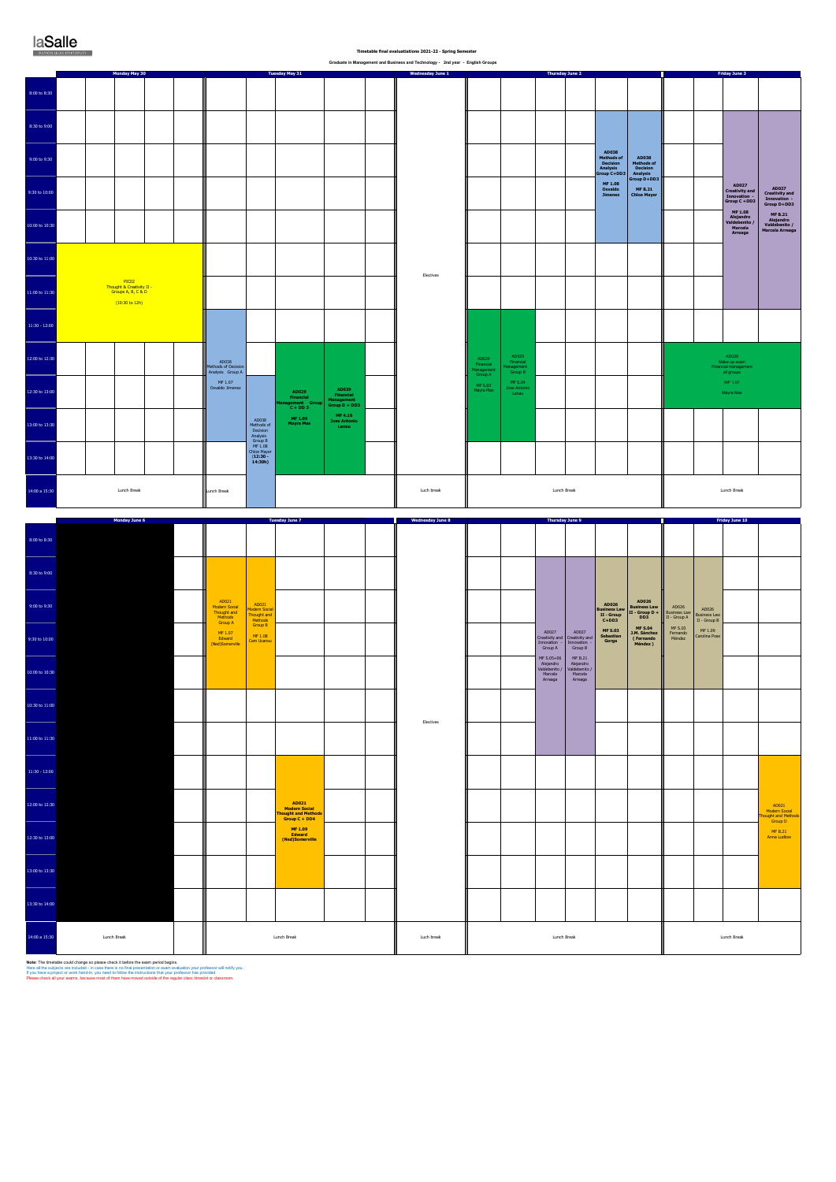laSalle

**Timetable final evaluatiations 2021-22 - Spring Semester**

**Graduate in Management and Business and Technology - 2nd year - English Groups**

## Week 1

| Time | Monday May 30 | Tuesday May 31 | Wednesday June 1 | Thursday June 2 | Friday June 3 |
|---|---|---|---|---|---|
| 8:00 to 8:30 | | | | | |
| 8:30 to 9:00 | | | | AD038 Methods of Decision Analysis Group C+DD3 – MF 1.08 Osvaldo Jimenez (8:30–10:30); AD038 Methods of Decision Analysis Group D+DD3 – MF B.21 Chloe Mayer (8:30–10:30) | AD027 Creativity and Innovation - Group C + DD3 – MF 1.08 Alejandro Valdebenito / Marcela Arreaga (8:30–11:30); AD027 Creativity and Innovation - Group D+DD3 – MF B.21 Alejandro Valdebenito / Marcela Arreaga (8:30–11:30) |
| 9:00 to 9:30 | | | | | |
| 9:30 to 10:00 | | | | | |
| 10:00 to 10:30 | | | | | |
| 10:30 to 11:00 | PIC02 Thought & Creativity II - Groups A, B, C & D (10:30 to 12h) | | Electives | | |
| 11:00 to 11:30 | | | | | |
| 11:30 - 12:00 | | AD038 Methods of Decision Analysis Group A – MF 1.07 Osvaldo Jimenez (11:30–13:30) | | AD029 Financial Management Group A – MF S.03 Mayra Mas (11:30–13:30); AD029 Financial Management Group B – MF S.04 Jose Antonio Lanau (11:30–13:30) | |
| 12:00 to 12:30 | | AD029 Financial Management Group C + DD 3 – MF 1.09 Mayra Mas (12:00–14:00); AD029 Financial Management Group D + DD3 – MF 4.16 Jose Antonio Lanau (12:00–14:00) | | | AD029 Make-up exam Financial management all groups – MF 1.07 Mayra Mas (12:00–13:00) |
| 12:30 to 13:00 | | AD038 Methods of Decision Analysis Group B – MF 1.08 Chloe Mayer (12:30 - 14:30h) | | | |
| 13:00 to 13:30 | | | | | |
| 13:30 to 14:00 | | | | | |
| 14:00 a 15:30 | Lunch Break | Lunch Break | Luch break | Lunch Break | Lunch Break |

## Week 2

| Time | Monday June 6 | Tuesday June 7 | Wednesday June 8 | Thursday June 9 | Friday June 10 |
|---|---|---|---|---|---|
| 8:00 to 8:30 | | | | | |
| 8:30 to 9:00 | | AD021 Modern Social Thought and Methods Group A – MF 1.07 Edward (Ned)Somerville (8:30–10:30); AD021 Modern Social Thought and Methods Group B – MF 1.08 Cami Ucarsu (8:30–10:30) | | AD027 Creativity and Innovation - Group A – MF S.05+06 Alejandro Valdebenito / Marcela Arreaga (8:30–11:30); AD027 Creativity and Innovation - Group B – MF B.21 Alejandro Valdebenito / Marcela Arreaga (8:30–11:30); AD026 Business Law II - Group C+DD3 – MF S.03 Sebastian Gorga (8:30–10:30); AD026 Business Law II - Group D + DD3 – MF S.04 J.M. Sánchez (Fernando Méndez) (8:30–10:30) | AD026 Business Law II - Group A – MF S.03 Fernando Méndez (8:30–10:30); AD026 Business Law II - Group B – MF 1.09 Carolina Pose (8:30–10:30) |
| 9:00 to 9:30 | | | | | |
| 9:30 to 10:00 | | | | | |
| 10:00 to 10:30 | | | | | |
| 10:30 to 11:00 | | | Electives | | |
| 11:00 to 11:30 | | | | | |
| 11:30 - 12:00 | | AD021 Modern Social Thought and Methods Group C + DD4 – MF 1.09 Edward (Ned)Somerville (11:30–13:30) | | | AD021 Modern Social Thought and Methods Group D – MF B.21 Anna Ludlow (11:30–13:30) |
| 12:00 to 12:30 | | | | | |
| 12:30 to 13:00 | | | | | |
| 13:00 to 13:30 | | | | | |
| 13:30 to 14:00 | | | | | |
| 14:00 a 15:30 | Lunch Break | Lunch Break | Luch break | Lunch Break | Lunch Break |

**Note**: The timetable could change so please check it before the exam period begins
Here all the subjects are included - in case there is no final presentation or exam evaluation your professor will notify you.
If you have a project or work hand-in, you need to follow the instructions that your professor has provided
Please check all your exams, because most of them have moved outside of the regular class timeslot or classroom.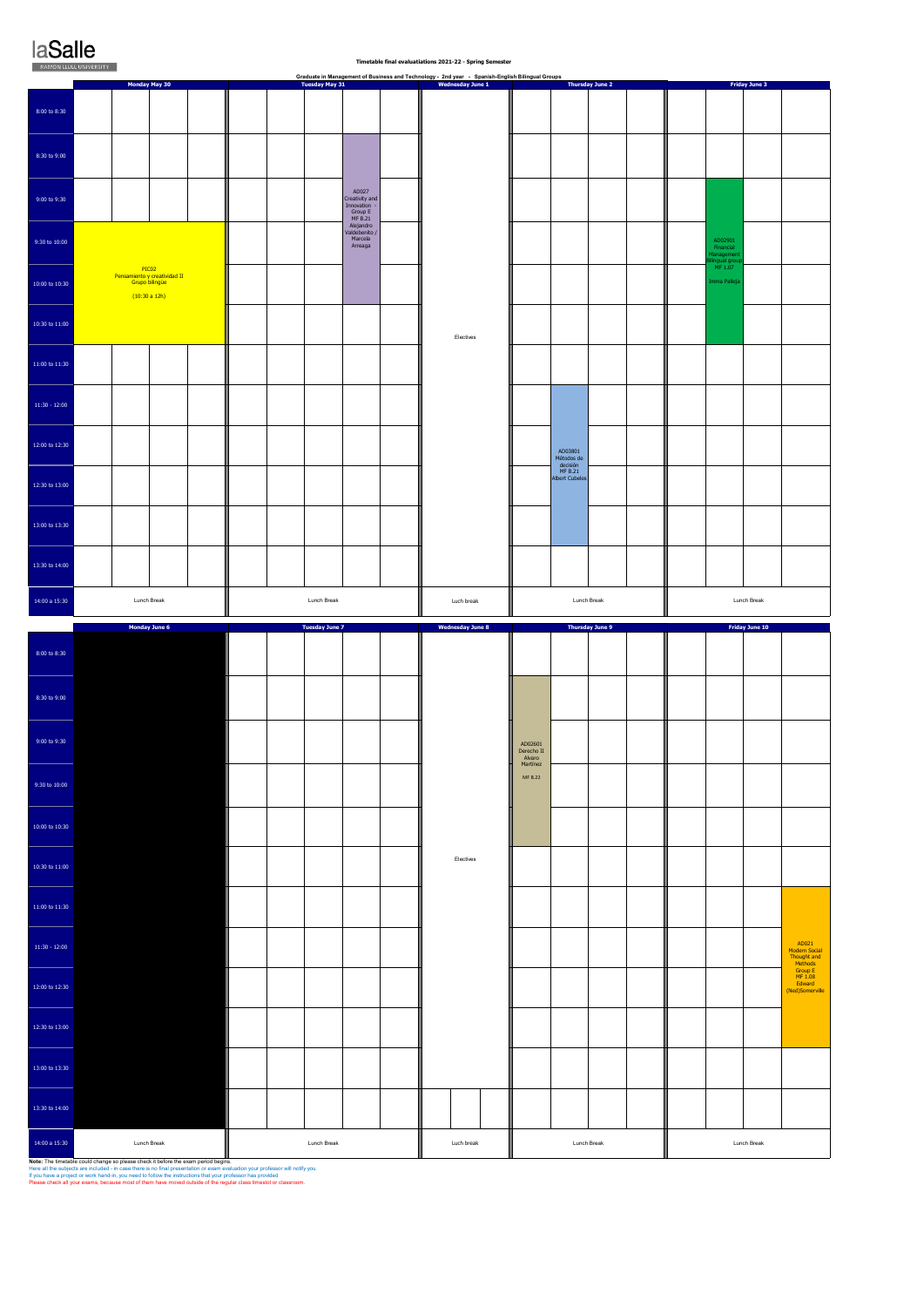Timetable final evaluatiations 2021-22 - Spring Semester

Graduate in Management of Business and Technology - 2nd year - Spanish-English Bilingual Groups

| | Monday May 30 | Tuesday May 31 | Wednesday June 1 | Thursday June 2 | Friday June 3 |
|---|---|---|---|---|---|
| 8:00 to 8:30 | | | Electives | | |
| 8:30 to 9:00 | | AD027 Creativity and Innovation - Group E MF B.21 Alejandro Valdebenito / Marcela Arteaga | Electives | | |
| 9:00 to 9:30 | | AD027 Creativity and Innovation - Group E MF B.21 Alejandro Valdebenito / Marcela Arteaga | Electives | | AD02901 Financial Management Bilingual group MF 1.07 Imma Palleja |
| 9:30 to 10:00 | PIC02 Pensamiento y creatividad II Grupo bilingüe (10:30 a 12h) | AD027 Creativity and Innovation - Group E MF B.21 Alejandro Valdebenito / Marcela Arteaga | Electives | | AD02901 Financial Management Bilingual group MF 1.07 Imma Palleja |
| 10:00 to 10:30 | PIC02 Pensamiento y creatividad II Grupo bilingüe (10:30 a 12h) | AD027 Creativity and Innovation - Group E MF B.21 Alejandro Valdebenito / Marcela Arteaga | Electives | | AD02901 Financial Management Bilingual group MF 1.07 Imma Palleja |
| 10:30 to 11:00 | PIC02 Pensamiento y creatividad II Grupo bilingüe (10:30 a 12h) | | Electives | | AD02901 Financial Management Bilingual group MF 1.07 Imma Palleja |
| 11:00 to 11:30 | | | Electives | | |
| 11:30 - 12:00 | | | Electives | AD03801 Métodos de decisión MF B.21 Albert Cubeles | |
| 12:00 to 12:30 | | | Electives | AD03801 Métodos de decisión MF B.21 Albert Cubeles | |
| 12:30 to 13:00 | | | Electives | AD03801 Métodos de decisión MF B.21 Albert Cubeles | |
| 13:00 to 13:30 | | | Electives | AD03801 Métodos de decisión MF B.21 Albert Cubeles | |
| 13:30 to 14:00 | | | Electives | | |
| 14:00 a 15:30 | Lunch Break | Lunch Break | Luch break | Lunch Break | Lunch Break |

| | Monday June 6 | Tuesday June 7 | Wednesday June 8 | Thursday June 9 | Friday June 10 |
|---|---|---|---|---|---|
| 8:00 to 8:30 | | | Electives | | |
| 8:30 to 9:00 | | | Electives | AD02601 Derecho II Alvaro Martinez MF B.22 | |
| 9:00 to 9:30 | | | Electives | AD02601 Derecho II Alvaro Martinez MF B.22 | |
| 9:30 to 10:00 | | | Electives | AD02601 Derecho II Alvaro Martinez MF B.22 | |
| 10:00 to 10:30 | | | Electives | AD02601 Derecho II Alvaro Martinez MF B.22 | |
| 10:30 to 11:00 | | | Electives | | |
| 11:00 to 11:30 | | | Electives | | AD021 Modern Social Thought and Methods Group E MF 1.08 Edward (Ned)Somerville |
| 11:30 - 12:00 | | | Electives | | AD021 Modern Social Thought and Methods Group E MF 1.08 Edward (Ned)Somerville |
| 12:00 to 12:30 | | | Electives | | AD021 Modern Social Thought and Methods Group E MF 1.08 Edward (Ned)Somerville |
| 12:30 to 13:00 | | | Electives | | AD021 Modern Social Thought and Methods Group E MF 1.08 Edward (Ned)Somerville |
| 13:00 to 13:30 | | | Electives | | |
| 13:30 to 14:00 | | | | | |
| 14:00 a 15:30 | Lunch Break | Lunch Break | Luch break | Lunch Break | Lunch Break |

**Note:** The timetable could change so please check it before the exam period begins.

Here all the subjects are included - in case there is no final presentation or exam evaluation your professor will notify you.

If you have a project or work hand-in, you need to follow the instructions that your professor has provided.

Please check all your exams, because most of them have moved outside of the regular class timeslot or classroom.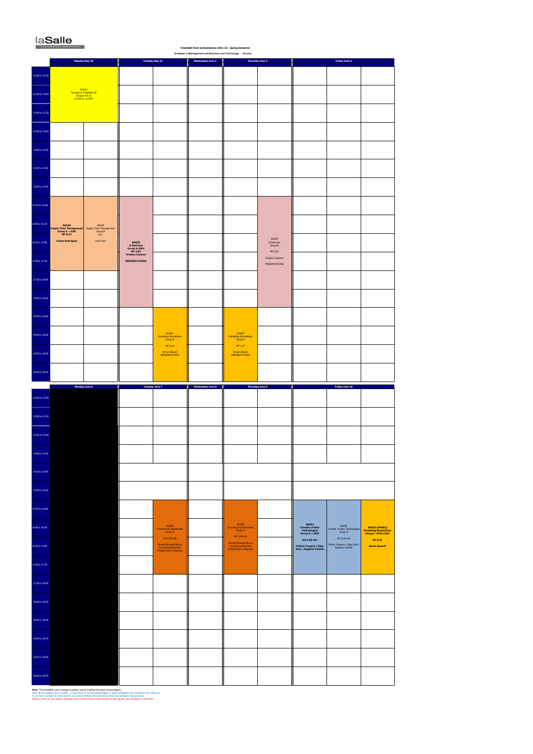laSalle

**Timetable final evaluatiations 2021-22 - Spring Semester**

**Graduate in Management and Business and Technology - 3rd year**

| | Monday May 30 | | Tuesday May 31 | | Wednesday June 1 | Thursday June 2 | | Friday June 3 | | |
|---|---|---|---|---|---|---|---|---|---|---|
| 12:00 to 12:30 | PIC003 Thought & Creativity III Groups A & B (12:00 to 13:30h) | | | | | | | | | |
| 12:30 to 13:00 | | | | | | | | | | |
| 13:00 to 13:30 | | | | | | | | | | |
| 13:30 to 14:00 | | | | | | | | | | |
| 14:00 a 14:30 | | | | | | | | | | |
| 14:30 a 15:00 | | | | | | | | | | |
| 15:00 a 15:30 | | | | | | | | | | |
| 15:30 to 16:00 | **AD028 Supply Chain Management Group A + D05 MF 8.22 Liliana Rodriguez** | AD028 Supply Chain Management Group B Q11 Jordi Font | **AD039 E-Business Group A+D04 MF 5.03 Ariadna Casasus PRESENTATIONS** | | | | AD039 E-Business Group B MF 5.03 Ariadna Casasus PRESENTATIONS | | | |
| 16:00 a 16:30 | | | | | | | | | | |
| 16:30 a 17:00 | | | | | | | | | | |
| 17:00 a 17:30 | | | | | | | | | | |
| 17:30 a 18:00 | | | | | | | | | | |
| 18:00 a 18:30 | | | | | | | | | | |
| 18:30 a 19:00 | | | | AD025 Marketing Simulations Group B MF 5.03 Ferran Blanch PRESENTATIONS | | AD025 Marketing Simulations Group A MF 1.07 Ferran Blanch PRESENTATIONS | | | | |
| 19:00 a 19:30 | | | | | | | | | | |
| 19:30 a 20:00 | | | | | | | | | | |
| 20:00 a 20:30 | | | | | | | | | | |

| | Monday June 6 | Tuesday June 7 | | Wednesday June 8 | Thursday June 9 | | Friday June 10 | | |
|---|---|---|---|---|---|---|---|---|---|
| 12:30 to 13:00 | | | | | | | | | |
| 13:00 to 13:30 | | | | | | | | | |
| 13:30 to 14:00 | | | | | | | | | |
| 14:00 a 14:30 | | | | | | | | | |
| 14:30 a 15:00 | | | | | | | | | |
| 15:00 a 15:30 | | | | | | | | | |
| 15:30 to 16:00 | | | AD046 Internet and Multimedia Group B MF 5.05+06 Gerard Ginovart/Bruce Humphrey/Eleuthis Ellegar/Henry Negreira | | AD046 Internet and Multimedia Group A MF 5.05+06 Gerard Ginovart/Bruce Humphrey/Eleuthis Ellegar/Henry Negreira | | **AD052 Transfer of New Technologies Group A + D05 MF 5.03+04 Fatima Canseco / Kata Soto / Angelica Castillo** | AD052 Transfer of New Technologies Group B MF 5.05+06 Fatima Canseco / Kata Soto / Angelica Castillo | **AD025 (GM002) Marketing Simulations Group C OTIC+D04 MF 8.21 Gloria Querolt** |
| 16:00 a 16:30 | | | | | | | | | |
| 16:30 a 17:00 | | | | | | | | | |
| 17:00 a 17:30 | | | | | | | | | |
| 17:30 a 18:00 | | | | | | | | | |
| 18:00 a 18:30 | | | | | | | | | |
| 18:30 a 19:00 | | | | | | | | | |
| 19:00 a 19:30 | | | | | | | | | |
| 19:30 a 20:00 | | | | | | | | | |
| 20:00 a 20:30 | | | | | | | | | |

**Note:** The timetable could change so please check it before the exam period begins.
Here all the subjects are included - in case there is no final presentation or exam evaluation your professor will notify you.
If you have a project or work hand-in, you need to follow the instructions that your professor has provided.
Please check all your exams, because most of them have moved outside of the regular class timetable or classroom.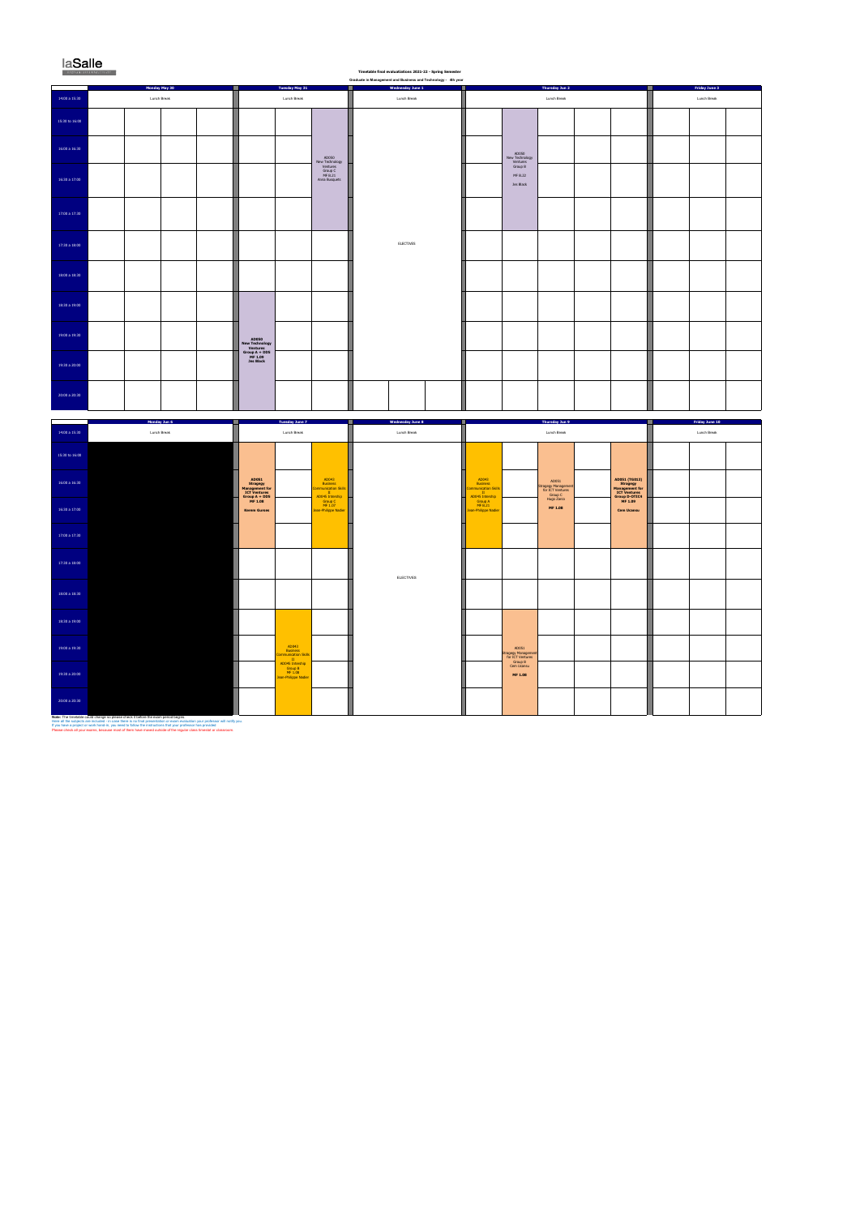**Timetable final evaluatiions 2021-22 - Spring Semester**

**Graduate in Management and Business and Technology - 4th year**

| | Monday May 30 | Tuesday May 31 | Wednesday June 1 | Thursday June 2 | Friday June 3 |
|---|---|---|---|---|---|
| 14:00 a 15:30 | Lunch Break | Lunch Break | Lunch Break | Lunch Break | Lunch Break |
| 15:30 to 16:00 | | AD050 New Technology Ventures Group C MF 8.21 Anna Busquets (15:30 a 17:30) | ELECTIVES | AD050 New Technology Ventures Group B MF 8.22 Jes Block (15:30 a 17:30) | |
| 16:00 a 16:30 | | | | | |
| 16:30 a 17:00 | | | | | |
| 17:00 a 17:30 | | | | | |
| 17:30 a 18:00 | | | | | |
| 18:00 a 18:30 | | | | | |
| 18:30 a 19:00 | | AD050 New Technology Ventures Group A + DDS MF 1.09 Jes Block (18:30 a 20:30) | | | |
| 19:00 a 19:30 | | | | | |
| 19:30 a 20:00 | | | | | |
| 20:00 a 20:30 | | | | | |

| | Monday Jun 6 | Tuesday June 7 | Wednesday June 8 | Thursday Jun 9 | Friday June 10 |
|---|---|---|---|---|---|
| 14:00 a 15:30 | Lunch Break | Lunch Break | Lunch Break | Lunch Break | Lunch Break |
| 15:30 a 16:00 | | **AD051 Strategy Management for ICT Ventures Group A + DDS MF 1.09 Kerem Gurses** (15:30 a 17:30); AD043 Business Communication Skills // AD046 Intership Group C MF 1.07 Jean-Philippe Nadier (15:30 a 17:30) | ELECTIVES | AD043 Business Communication Skills // AD046 Intership Group A MF 8.21 Jean-Philippe Nadier (15:30 a 17:30); AD051 Strategy Management for ICT Ventures Group C Hugo Zarco MF 1.08 (15:30 a 17:30); **AD051 (T6003) Strategy Management for ICT Ventures Group D-DTIC4 MF 1.09 Cem Ucaesu** (15:30 a 17:30) | |
| 16:00 a 16:30 | | | | | |
| 16:30 a 17:00 | | | | | |
| 17:00 a 17:30 | | | | | |
| 17:30 a 18:00 | | | | | |
| 18:00 a 18:30 | | | | | |
| 18:30 a 19:00 | | AD043 Business Communication Skills // AD046 Intership Group B MF 1.08 Jean-Philippe Nadier (18:30 a 20:30) | | AD051 Strategy Management for ICT Ventures Group B Cem Ucaesu MF 1.08 (18:30 a 20:30) | |
| 19:00 a 19:30 | | | | | |
| 19:30 a 20:00 | | | | | |
| 20:00 a 20:30 | | | | | |

**Note:** The timetable could change so please check it before the exam period begins.

Here all the subjects are included - in case there is no final presentation or exam evaluation your professor will notify you.

If you have a project or work hand in, you need to follow the instructions that your professor has provided.

Please check all your exams, because most of them have moved outside of the regular class timetable or classroom.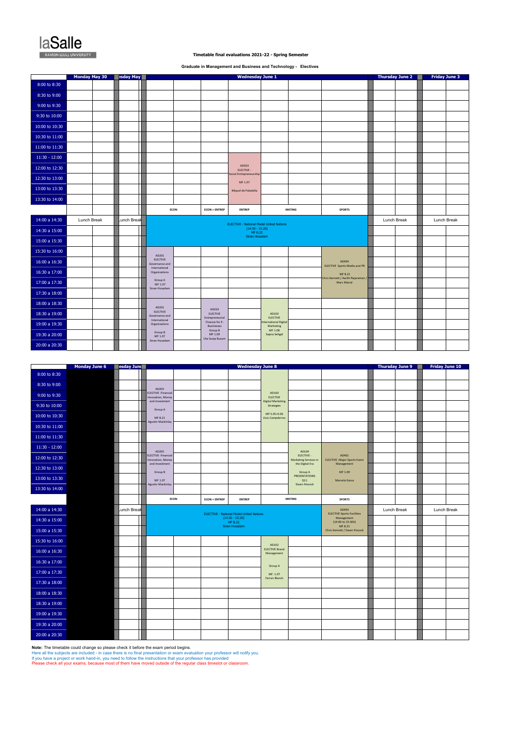laSalle
RAMON LLULL UNIVERSITY

**Timetable final evaluations 2021-22 - Spring Semester**

**Graduate in Management and Business and Technology - Electives**

| | Monday May 30 | Tuesday May 31 | Wednesday June 1 | Thursday June 2 | Friday June 3 |
|---|---|---|---|---|---|
| 8:00 to 8:30 | | | | | |
| 8:30 to 9:00 | | | | | |
| 9:00 to 9:30 | | | | | |
| 9:30 to 10:00 | | | | | |
| 10:00 to 10:30 | | | | | |
| 10:30 to 11:00 | | | | | |
| 11:00 to 11:30 | | | | | |
| 11:30 - 12:00 | | | AD503 ELECTIVE - Social Entrepreneurship, MF 1.07, Miquel de Paladella (11:30 - 13:30) | | |
| 12:00 to 12:30 | | | | | |
| 12:30 to 13:00 | | | | | |
| 13:00 to 13:30 | | | | | |
| 13:30 to 14:00 | | | | | |
| | | | ECON / ECON + ENTREP / ENTREP / MKTING / SPORTS | | |
| 14:00 a 14:30 | Lunch Break | Lunch Break | ELECTIVE - National Model United Nations (14:30 - 15:20) MF B.22 Sinan Hosadam | Lunch Break | Lunch Break |
| 14:30 a 15:00 | | | | | |
| 15:00 a 15:30 | | | | | |
| 15:30 a 16:00 | | | AD201 ELECTIVE Governance and International Organizations, Group A, MF 1.07, Sinan Hosadam (15:30 - 17:30) | | |
| 16:00 a 16:30 | | | AD404 ELECTIVE Sports Media and PR, MF B.21, Chris Kennett / Aarthi Rajaraman / Marc Mairal (15:30 - 17:30) | | |
| 16:30 a 17:00 | | | | | |
| 17:00 a 17:30 | | | | | |
| 17:30 a 18:00 | | | | | |
| 18:00 a 18:30 | | | AD201 ELECTIVE Governance and International Organizations, Group B, MF 1.07, Sinan Hosadam (18:00 - 20:30) | | |
| 18:30 a 19:00 | | | AD203 ELECTIVE Entrepreneurial Finance for E-Businesses, Group B, MF 1.09, Ute Sonja Busam (18:00 - 20:30) | | |
| 19:00 a 19:30 | | | AD103 ELECTIVE International Digital Marketing, MF 1.08, Sapna Sehgal (18:00 - 20:30) | | |
| 19:30 a 20:00 | | | | | |
| 20:00 a 20:30 | | | | | |

| | Monday June 6 | Tuesday June 7 | Wednesday June 8 | Thursday June 9 | Friday June 10 |
|---|---|---|---|---|---|
| 8:00 to 8:30 | | | | | |
| 8:30 to 9:00 | | | AD205 ELECTIVE - Financial Innovation, Money and Investment, Group A, MF B.21, Agustin Mackinlay (8:30 - 10:30) | | |
| 9:00 to 9:30 | | | AD100 ELECTIVE Digital Marketing Strategies, MF 5.05+5.06, Lluis Campderros (8:30 - 11:30) | | |
| 9:30 to 10:00 | | | | | |
| 10:00 to 10:30 | | | | | |
| 10:30 to 11:00 | | | | | |
| 11:00 to 11:30 | | | | | |
| 11:30 - 12:00 | | | AD205 ELECTIVE - Financial Innovation, Money and Investment, Group B, MF 1.07, Agustin Mackinlay (11:30 - 14:00) | | |
| 12:00 to 12:30 | | | AD104 ELECTIVE - Marketing Services in the Digital Era, Group A, PRESENTATIONS, Q11, Dawn Hiscock (11:30 - 14:00) | | |
| 12:30 to 13:00 | | | AD401 ELECTIVE - Major Sports Event Management, MF 1.09, Marcela Garza (11:30 - 14:00) | | |
| 13:00 to 13:30 | | | | | |
| 13:30 to 14:00 | | | | | |
| | | | ECON / ECON + ENTREP / ENTREP / MKTING / SPORTS | | |
| 14:00 a 14:30 | | Lunch Break | ELECTIVE - National Model United Nations (14:30 - 15:20) MF B.22 Sinan Hosadam | Lunch Break | Lunch Break |
| 14:30 a 15:00 | | | AD403 ELECTIVE Sports Facilities Management (14:00 to 15:30h) MF B.21 Chris Kennett / Dawn Hiscock | | |
| 15:00 a 15:30 | | | | | |
| 15:30 a 16:00 | | | AD102 ELECTIVE Brand Management, Group A, MF. 1.07, Ferran Blanch (15:30 - 18:00) | | |
| 16:00 a 16:30 | | | | | |
| 16:30 a 17:00 | | | | | |
| 17:00 a 17:30 | | | | | |
| 17:30 a 18:00 | | | | | |
| 18:00 a 18:30 | | | | | |
| 18:30 a 19:00 | | | | | |
| 19:00 a 19:30 | | | | | |
| 19:30 a 20:00 | | | | | |
| 20:00 a 20:30 | | | | | |

**Note:** The timetable could change so please check it before the exam period begins.
Here all the subjects are included - in case there is no final presentation or exam evaluation your professor will notify you.
If you have a project or work hand-in, you need to follow the instructions that your professor has provided
Please check all your exams, because most of them have moved outside of the regular class timeslot or classroom.